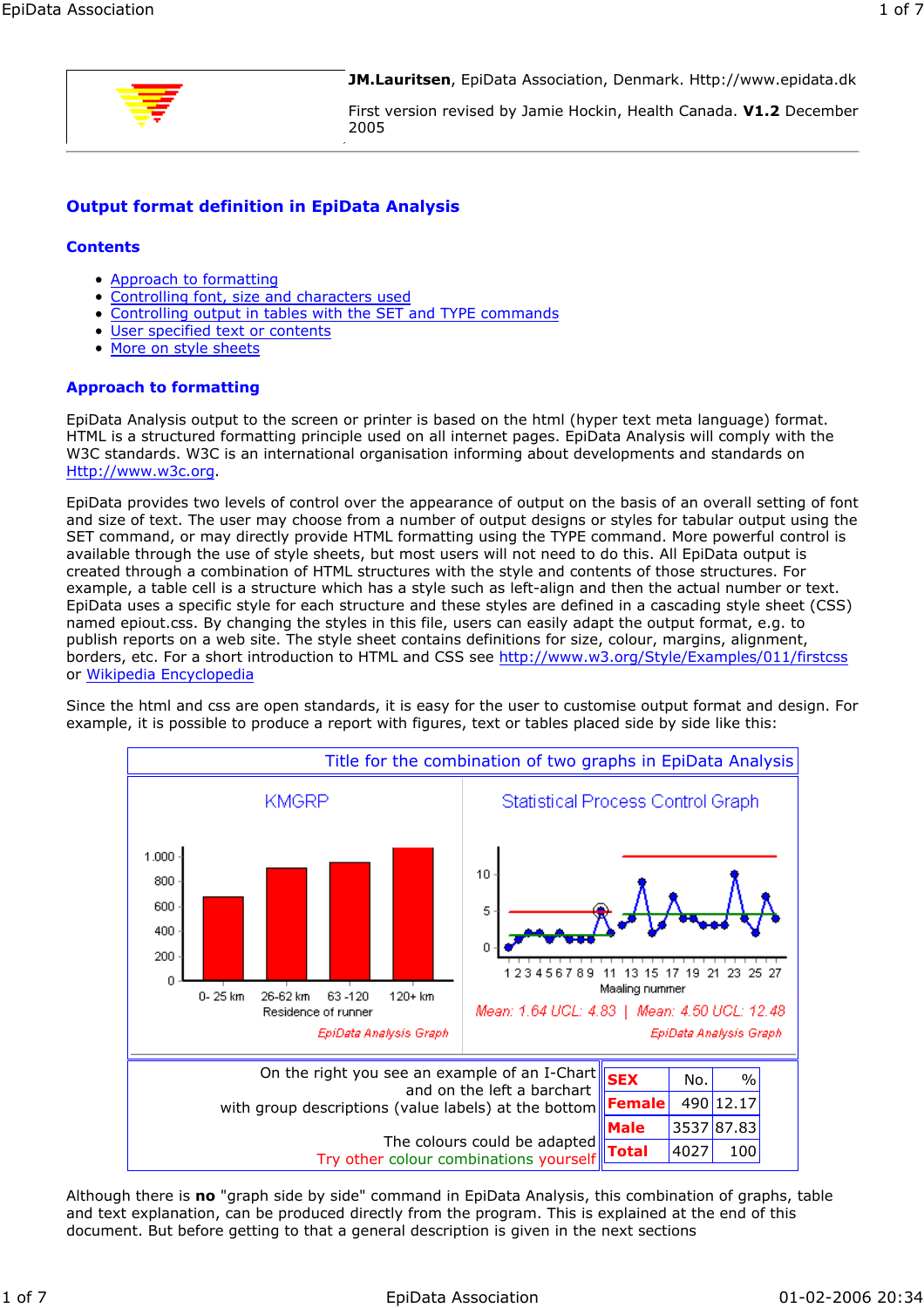**JM.Lauritsen**, EpiData Association, Denmark. Http://www.epidata.dk

First version revised by Jamie Hockin, Health Canada. **V1.2** December 2005

# Output format definition in EpiData Analysis

## Contents

- Approach to formatting
- Controlling font, size and characters used
- Controlling output in tables with the SET and TYPE commands
- User specified text or contents
- More on style sheets

## Approach to formatting

EpiData Analysis output to the screen or printer is based on the html (hyper text meta language) format. HTML is a structured formatting principle used on all internet pages. EpiData Analysis will comply with the W3C standards. W3C is an international organisation informing about developments and standards on Http://www.w3c.org.

EpiData provides two levels of control over the appearance of output on the basis of an overall setting of font and size of text. The user may choose from a number of output designs or styles for tabular output using the SET command, or may directly provide HTML formatting using the TYPE command. More powerful control is available through the use of style sheets, but most users will not need to do this. All EpiData output is created through a combination of HTML structures with the style and contents of those structures. For example, a table cell is a structure which has a style such as left-align and then the actual number or text. EpiData uses a specific style for each structure and these styles are defined in a cascading style sheet (CSS) named epiout.css. By changing the styles in this file, users can easily adapt the output format, e.g. to publish reports on a web site. The style sheet contains definitions for size, colour, margins, alignment, borders, etc. For a short introduction to HTML and CSS see http://www.w3.org/Style/Examples/011/firstcss or Wikipedia Encyclopedia

Since the html and css are open standards, it is easy for the user to customise output format and design. For example, it is possible to produce a report with figures, text or tables placed side by side like this:

Title for the combination of two graphs in EpiData Analysis

On the right you see an example of an I-Chart
and on the left a barchart
with group descriptions (value labels) at the bottom

The colours could be adapted
Try other colour combinations yourself

| SEX | No. | % |
|---|---|---|
| Female | 490 | 12.17 |
| Male | 3537 | 87.83 |
| Total | 4027 | 100 |

Although there is **no** "graph side by side" command in EpiData Analysis, this combination of graphs, table and text explanation, can be produced directly from the program. This is explained at the end of this document. But before getting to that a general description is given in the next sections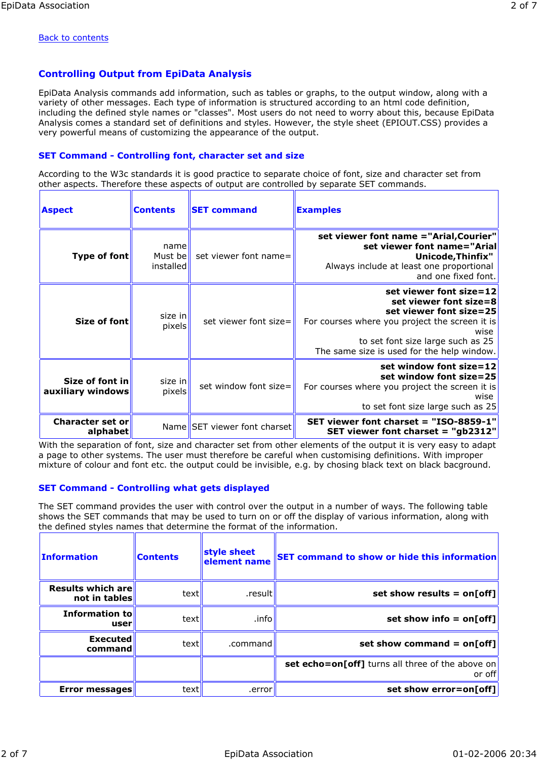[Back to contents](#)

## Controlling Output from EpiData Analysis

EpiData Analysis commands add information, such as tables or graphs, to the output window, along with a variety of other messages. Each type of information is structured according to an html code definition, including the defined style names or "classes". Most users do not need to worry about this, because EpiData Analysis comes a standard set of definitions and styles. However, the style sheet (EPIOUT.CSS) provides a very powerful means of customizing the appearance of the output.

### SET Command - Controlling font, character set and size

According to the W3c standards it is good practice to separate choice of font, size and character set from other aspects. Therefore these aspects of output are controlled by separate SET commands.

| Aspect | Contents | SET command | Examples |
|---|---|---|---|
| **Type of font** | name Must be installed | set viewer font name= | **set viewer font name ="Arial,Courier"** **set viewer font name="Arial Unicode,Thinfix"** Always include at least one proportional and one fixed font. |
| **Size of font** | size in pixels | set viewer font size= | **set viewer font size=12** **set viewer font size=8** **set viewer font size=25** For courses where you project the screen it is wise to set font size large such as 25 The same size is used for the help window. |
| **Size of font in auxiliary windows** | size in pixels | set window font size= | **set window font size=12** **set window font size=25** For courses where you project the screen it is wise to set font size large such as 25 |
| **Character set or alphabet** | Name | SET viewer font charset | **SET viewer font charset = "ISO-8859-1"** **SET viewer font charset = "gb2312"** |

With the separation of font, size and character set from other elements of the output it is very easy to adapt a page to other systems. The user must therefore be careful when customising definitions. With improper mixture of colour and font etc. the output could be invisible, e.g. by chosing black text on black bacground.

### SET Command - Controlling what gets displayed

The SET command provides the user with control over the output in a number of ways. The following table shows the SET commands that may be used to turn on or off the display of various information, along with the defined styles names that determine the format of the information.

| Information | Contents | style sheet element name | SET command to show or hide this information |
|---|---|---|---|
| **Results which are not in tables** | text | .result | **set show results = on[off]** |
| **Information to user** | text | .info | **set show info = on[off]** |
| **Executed command** | text | .command | **set show command = on[off]** |
| | | | **set echo=on[off]** turns all three of the above on or off |
| **Error messages** | text | .error | **set show error=on[off]** |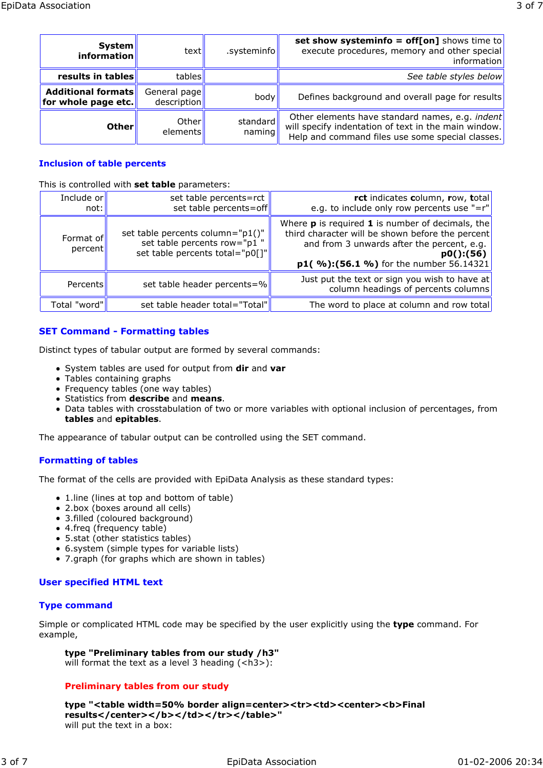| | | | |
|---|---|---|---|
| **System information** | text | .systeminfo | **set show systeminfo = off[on]** shows time to execute procedures, memory and other special information |
| **results in tables** | tables | | *See table styles below* |
| **Additional formats for whole page etc.** | General page description | body | Defines background and overall page for results |
| **Other** | Other elements | standard naming | Other elements have standard names, e.g. *indent* will specify indentation of text in the main window. Help and command files use some special classes. |

### Inclusion of table percents

This is controlled with **set table** parameters:

| | | |
|---|---|---|
| Include or not: | set table percents=rct<br>set table percents=off | **rct** indicates **c**olumn, **r**ow, **t**otal<br>e.g. to include only row percents use "=r" |
| Format of percent | set table percents column="p1()"<br>set table percents row="p1 "<br>set table percents total="p0[]" | Where **p** is required **1** is number of decimals, the third character will be shown before the percent and from 3 unwards after the percent, e.g. **p0():(56)**<br>**p1( %):(56.1 %)** for the number 56.14321 |
| Percents | set table header percents=% | Just put the text or sign you wish to have at column headings of percents columns |
| Total "word" | set table header total="Total" | The word to place at column and row total |

### SET Command - Formatting tables

Distinct types of tabular output are formed by several commands:

- System tables are used for output from **dir** and **var**
- Tables containing graphs
- Frequency tables (one way tables)
- Statistics from **describe** and **means**.
- Data tables with crosstabulation of two or more variables with optional inclusion of percentages, from **tables** and **epitables**.

The appearance of tabular output can be controlled using the SET command.

### Formatting of tables

The format of the cells are provided with EpiData Analysis as these standard types:

- 1.line (lines at top and bottom of table)
- 2.box (boxes around all cells)
- 3.filled (coloured background)
- 4.freq (frequency table)
- 5.stat (other statistics tables)
- 6.system (simple types for variable lists)
- 7.graph (for graphs which are shown in tables)

### User specified HTML text

### Type command

Simple or complicated HTML code may be specified by the user explicitly using the **type** command. For example,

> **type "Preliminary tables from our study /h3"**
> will format the text as a level 3 heading (<h3>):
>
> **Preliminary tables from our study**
>
> **type "<table width=50% border align=center><tr><td><center><b>Final results</center></b></td></tr></table>"**
> will put the text in a box: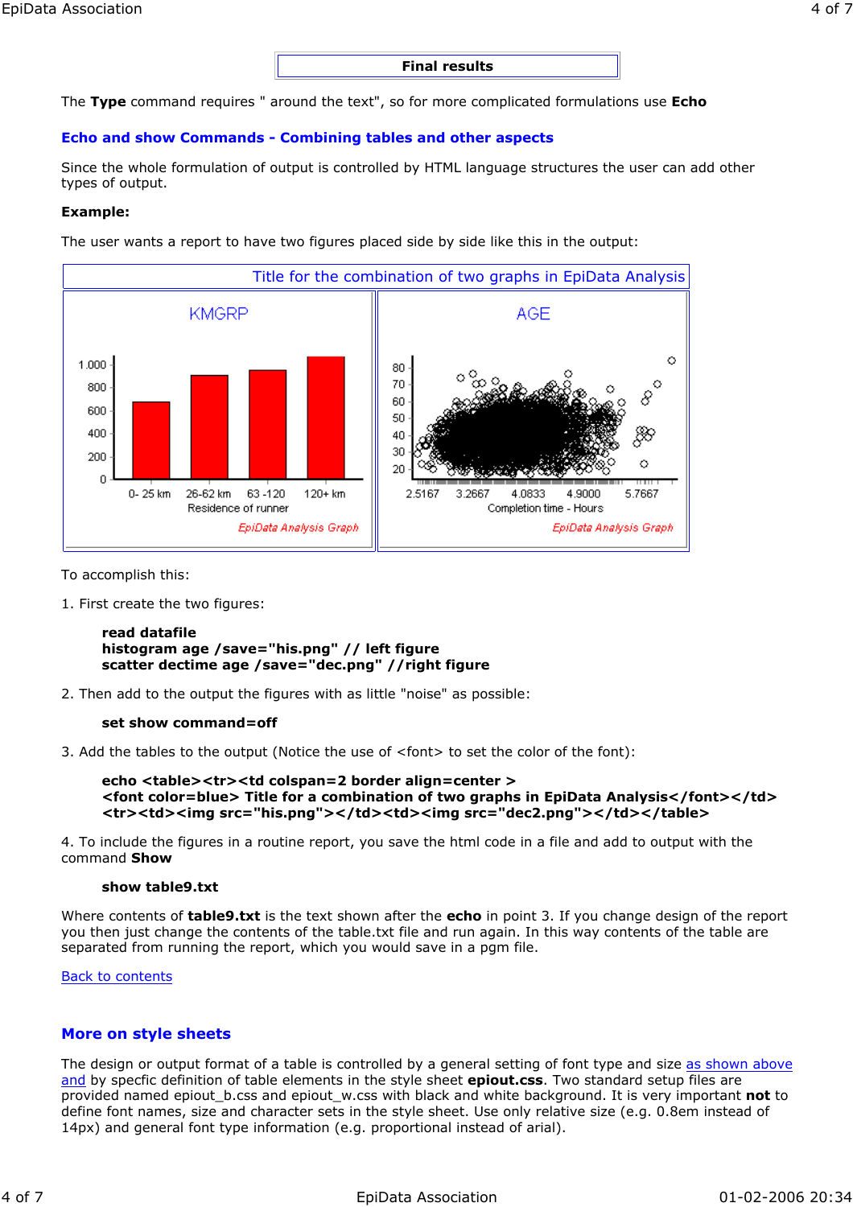| **Final results** |
|---|

The **Type** command requires " around the text", so for more complicated formulations use **Echo**

## Echo and show Commands - Combining tables and other aspects

Since the whole formulation of output is controlled by HTML language structures the user can add other types of output.

**Example:**

The user wants a report to have two figures placed side by side like this in the output:

Title for the combination of two graphs in EpiData Analysis

To accomplish this:

1. First create the two figures:

```
read datafile
histogram age /save="his.png" // left figure
scatter dectime age /save="dec.png" //right figure
```

2. Then add to the output the figures with as little "noise" as possible:

```
set show command=off
```

3. Add the tables to the output (Notice the use of <font> to set the color of the font):

```
echo <table><tr><td colspan=2 border align=center >
<font color=blue> Title for a combination of two graphs in EpiData Analysis</font></td>
<tr><td><img src="his.png"></td><td><img src="dec2.png"></td></table>
```

4. To include the figures in a routine report, you save the html code in a file and add to output with the command **Show**

```
show table9.txt
```

Where contents of **table9.txt** is the text shown after the **echo** in point 3. If you change design of the report you then just change the contents of the table.txt file and run again. In this way contents of the table are separated from running the report, which you would save in a pgm file.

Back to contents

## More on style sheets

The design or output format of a table is controlled by a general setting of font type and size as shown above and by specfic definition of table elements in the style sheet **epiout.css**. Two standard setup files are provided named epiout_b.css and epiout_w.css with black and white background. It is very important **not** to define font names, size and character sets in the style sheet. Use only relative size (e.g. 0.8em instead of 14px) and general font type information (e.g. proportional instead of arial).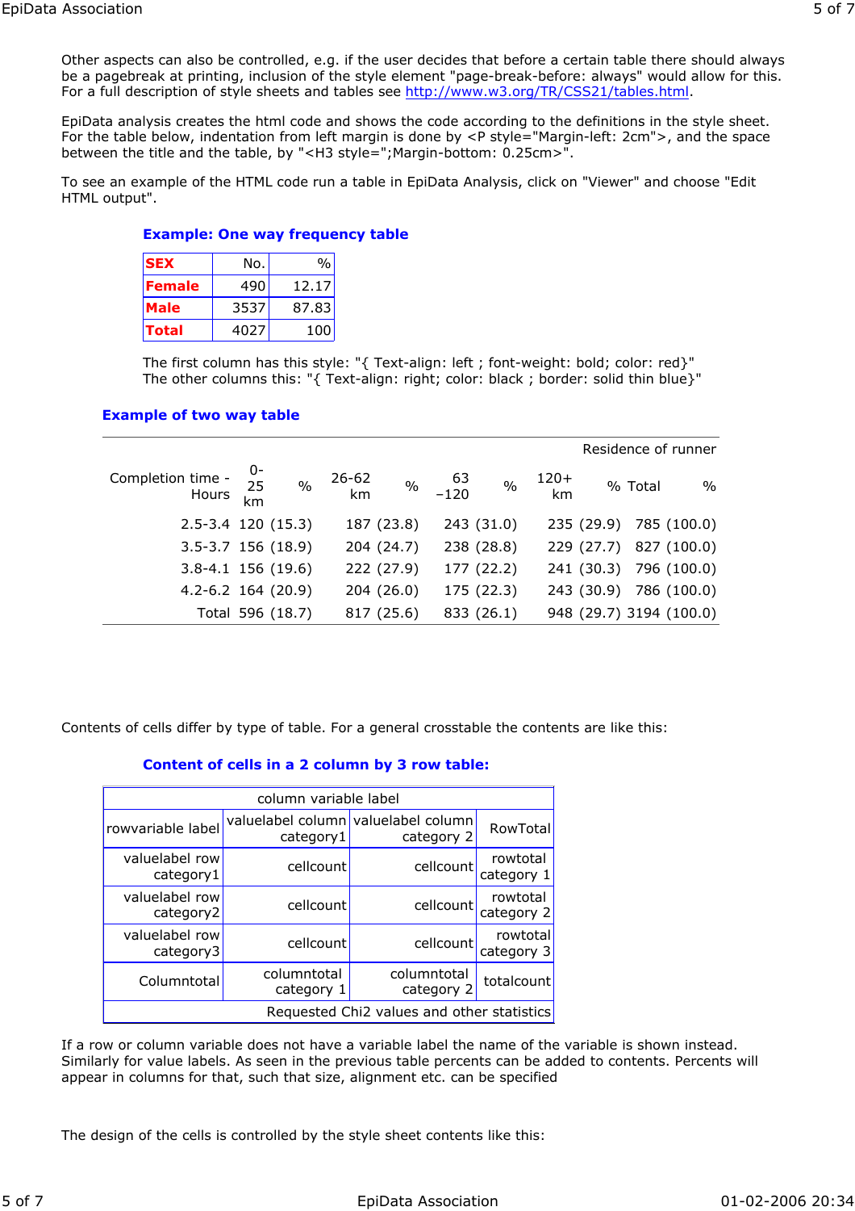Other aspects can also be controlled, e.g. if the user decides that before a certain table there should always be a pagebreak at printing, inclusion of the style element "page-break-before: always" would allow for this. For a full description of style sheets and tables see http://www.w3.org/TR/CSS21/tables.html.

EpiData analysis creates the html code and shows the code according to the definitions in the style sheet. For the table below, indentation from left margin is done by <P style="Margin-left: 2cm">, and the space between the title and the table, by "<H3 style=";Margin-bottom: 0.25cm>".

To see an example of the HTML code run a table in EpiData Analysis, click on "Viewer" and choose "Edit HTML output".

### Example: One way frequency table

| SEX | No. | % |
|---|---:|---:|
| **Female** | 490 | 12.17 |
| **Male** | 3537 | 87.83 |
| **Total** | 4027 | 100 |

The first column has this style: "{ Text-align: left ; font-weight: bold; color: red}"
The other columns this: "{ Text-align: right; color: black ; border: solid thin blue}"

### Example of two way table

| | Residence of runner | | | | | | | | | |
|---|---|---|---|---|---|---|---|---|---|---|
| Completion time - Hours | 0-25 km | % | 26-62 km | % | 63 −120 | % | 120+ km | % | Total | % |
| 2.5-3.4 | 120 | (15.3) | 187 | (23.8) | 243 | (31.0) | 235 | (29.9) | 785 | (100.0) |
| 3.5-3.7 | 156 | (18.9) | 204 | (24.7) | 238 | (28.8) | 229 | (27.7) | 827 | (100.0) |
| 3.8-4.1 | 156 | (19.6) | 222 | (27.9) | 177 | (22.2) | 241 | (30.3) | 796 | (100.0) |
| 4.2-6.2 | 164 | (20.9) | 204 | (26.0) | 175 | (22.3) | 243 | (30.9) | 786 | (100.0) |
| Total | 596 | (18.7) | 817 | (25.6) | 833 | (26.1) | 948 | (29.7) | 3194 | (100.0) |

Contents of cells differ by type of table. For a general crosstable the contents are like this:

### Content of cells in a 2 column by 3 row table:

| | column variable label | | |
|---|---|---|---|
| rowvariable label | valuelabel column category1 | valuelabel column category 2 | RowTotal |
| valuelabel row category1 | cellcount | cellcount | rowtotal category 1 |
| valuelabel row category2 | cellcount | cellcount | rowtotal category 2 |
| valuelabel row category3 | cellcount | cellcount | rowtotal category 3 |
| Columntotal | columntotal category 1 | columntotal category 2 | totalcount |
| Requested Chi2 values and other statistics | | | |

If a row or column variable does not have a variable label the name of the variable is shown instead. Similarly for value labels. As seen in the previous table percents can be added to contents. Percents will appear in columns for that, such that size, alignment etc. can be specified

The design of the cells is controlled by the style sheet contents like this: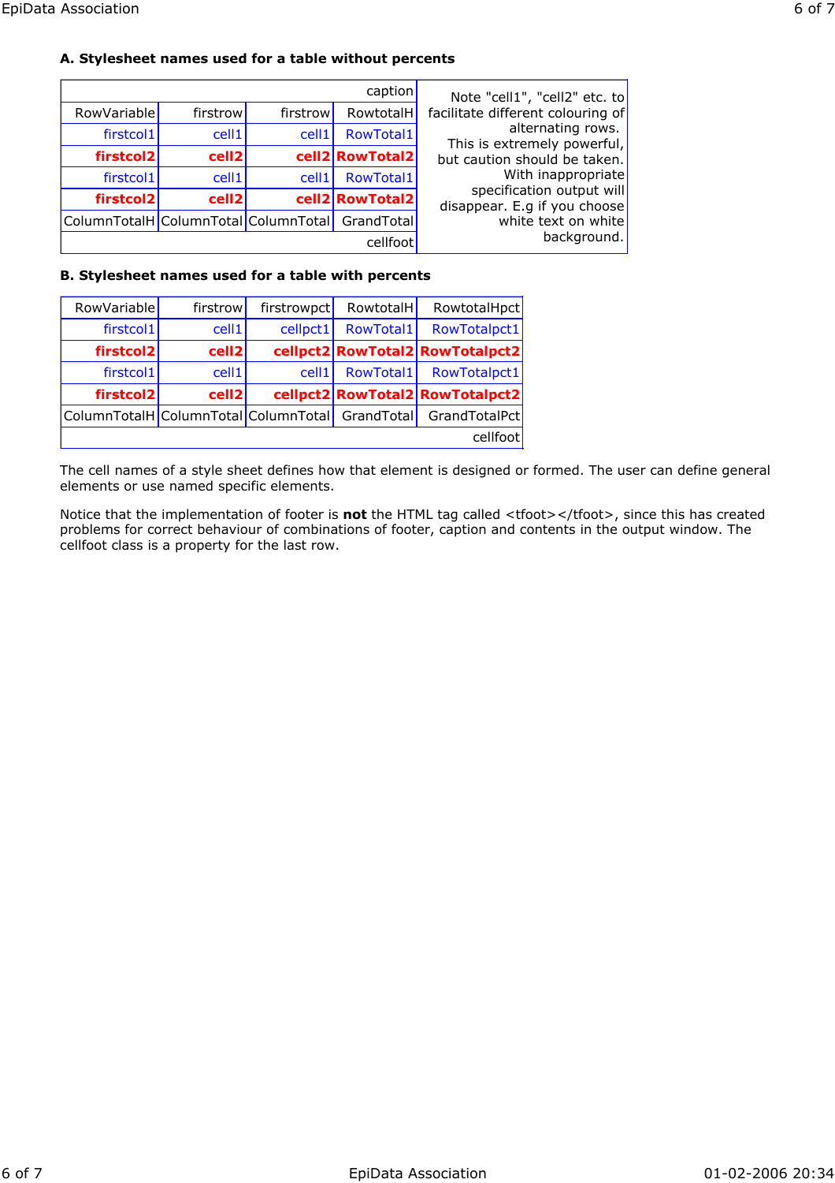**A. Stylesheet names used for a table without percents**

| caption | | | | |
|---|---|---|---|---|
| RowVariable | firstrow | firstrow | RowtotalH | Note "cell1", "cell2" etc. to facilitate different colouring of alternating rows. This is extremely powerful, but caution should be taken. With inappropriate specification output will disappear. E.g if you choose white text on white background. |
| firstcol1 | cell1 | cell1 | RowTotal1 | |
| **firstcol2** | **cell2** | **cell2** | **RowTotal2** | |
| firstcol1 | cell1 | cell1 | RowTotal1 | |
| **firstcol2** | **cell2** | **cell2** | **RowTotal2** | |
| ColumnTotalH | ColumnTotal | ColumnTotal | GrandTotal | |
| cellfoot | | | | |

**B. Stylesheet names used for a table with percents**

| RowVariable | firstrow | firstrowpct | RowtotalH | RowtotalHpct |
|---|---|---|---|---|
| firstcol1 | cell1 | cellpct1 | RowTotal1 | RowTotalpct1 |
| **firstcol2** | **cell2** | **cellpct2** | **RowTotal2** | **RowTotalpct2** |
| firstcol1 | cell1 | cell1 | RowTotal1 | RowTotalpct1 |
| **firstcol2** | **cell2** | **cellpct2** | **RowTotal2** | **RowTotalpct2** |
| ColumnTotalH | ColumnTotal | ColumnTotal | GrandTotal | GrandTotalPct |
| cellfoot | | | | |

The cell names of a style sheet defines how that element is designed or formed. The user can define general elements or use named specific elements.

Notice that the implementation of footer is **not** the HTML tag called <tfoot></tfoot>, since this has created problems for correct behaviour of combinations of footer, caption and contents in the output window. The cellfoot class is a property for the last row.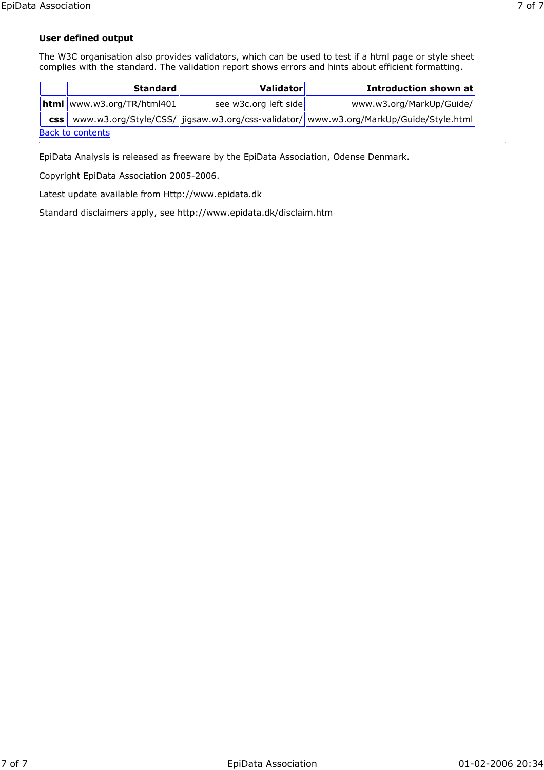**User defined output**

The W3C organisation also provides validators, which can be used to test if a html page or style sheet complies with the standard. The validation report shows errors and hints about efficient formatting.

| | Standard | Validator | Introduction shown at |
|---|---|---|---|
| **html** | www.w3.org/TR/html401 | see w3c.org left side | www.w3.org/MarkUp/Guide/ |
| **css** | www.w3.org/Style/CSS/ | jigsaw.w3.org/css-validator/ | www.w3.org/MarkUp/Guide/Style.html |

Back to contents

---

EpiData Analysis is released as freeware by the EpiData Association, Odense Denmark.

Copyright EpiData Association 2005-2006.

Latest update available from Http://www.epidata.dk

Standard disclaimers apply, see http://www.epidata.dk/disclaim.htm